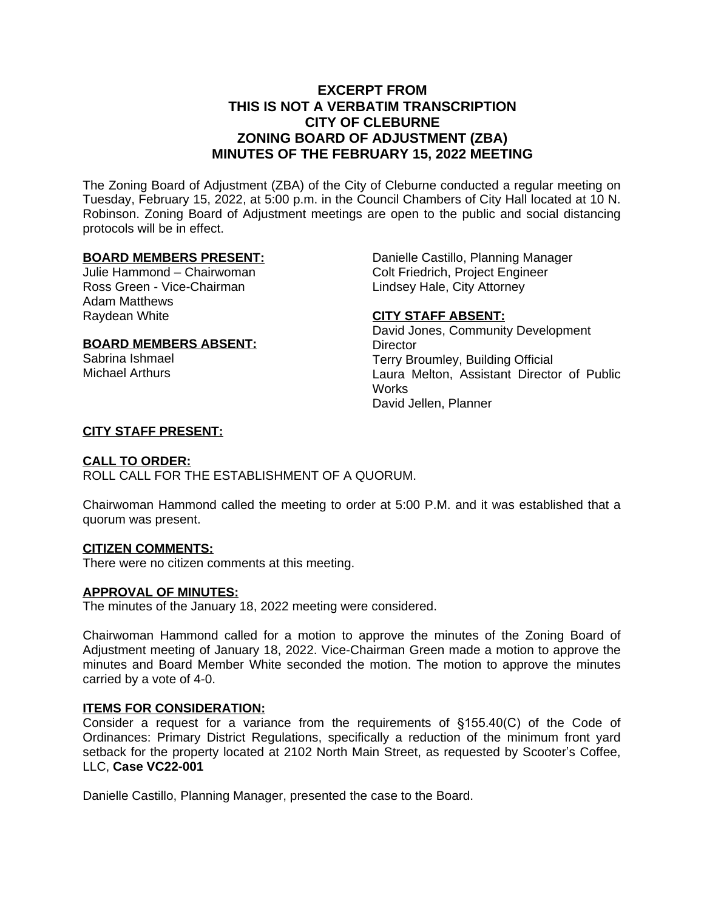# EXCERPT FROM
# THIS IS NOT A VERBATIM TRANSCRIPTION
# CITY OF CLEBURNE
# ZONING BOARD OF ADJUSTMENT (ZBA)
# MINUTES OF THE FEBRUARY 15, 2022 MEETING

The Zoning Board of Adjustment (ZBA) of the City of Cleburne conducted a regular meeting on Tuesday, February 15, 2022, at 5:00 p.m. in the Council Chambers of City Hall located at 10 N. Robinson. Zoning Board of Adjustment meetings are open to the public and social distancing protocols will be in effect.

**BOARD MEMBERS PRESENT:**
Julie Hammond – Chairwoman
Ross Green - Vice-Chairman
Adam Matthews
Raydean White

**BOARD MEMBERS ABSENT:**
Sabrina Ishmael
Michael Arthurs

Danielle Castillo, Planning Manager
Colt Friedrich, Project Engineer
Lindsey Hale, City Attorney

**CITY STAFF ABSENT:**
David Jones, Community Development Director
Terry Broumley, Building Official
Laura Melton, Assistant Director of Public Works
David Jellen, Planner

**CITY STAFF PRESENT:**

**CALL TO ORDER:**
ROLL CALL FOR THE ESTABLISHMENT OF A QUORUM.

Chairwoman Hammond called the meeting to order at 5:00 P.M. and it was established that a quorum was present.

**CITIZEN COMMENTS:**
There were no citizen comments at this meeting.

**APPROVAL OF MINUTES:**
The minutes of the January 18, 2022 meeting were considered.

Chairwoman Hammond called for a motion to approve the minutes of the Zoning Board of Adjustment meeting of January 18, 2022. Vice-Chairman Green made a motion to approve the minutes and Board Member White seconded the motion. The motion to approve the minutes carried by a vote of 4-0.

**ITEMS FOR CONSIDERATION:**
Consider a request for a variance from the requirements of §155.40(C) of the Code of Ordinances: Primary District Regulations, specifically a reduction of the minimum front yard setback for the property located at 2102 North Main Street, as requested by Scooter's Coffee, LLC, **Case VC22-001**

Danielle Castillo, Planning Manager, presented the case to the Board.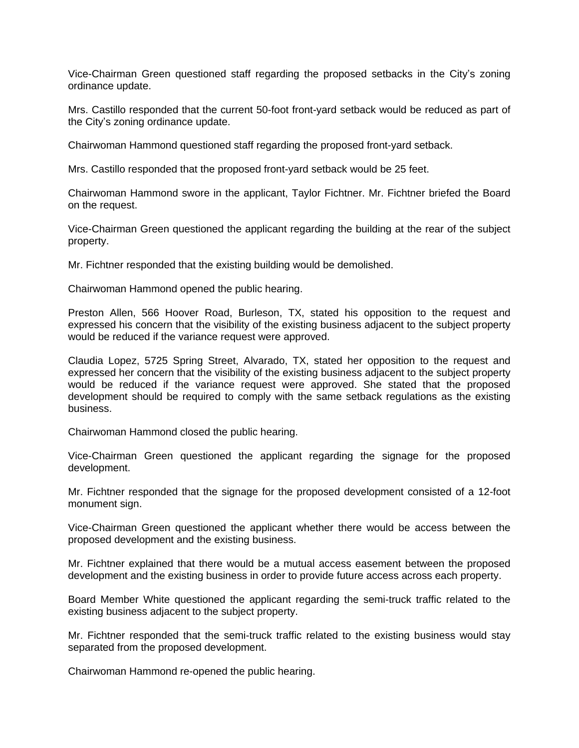Vice-Chairman Green questioned staff regarding the proposed setbacks in the City's zoning ordinance update.

Mrs. Castillo responded that the current 50-foot front-yard setback would be reduced as part of the City's zoning ordinance update.

Chairwoman Hammond questioned staff regarding the proposed front-yard setback.

Mrs. Castillo responded that the proposed front-yard setback would be 25 feet.

Chairwoman Hammond swore in the applicant, Taylor Fichtner. Mr. Fichtner briefed the Board on the request.

Vice-Chairman Green questioned the applicant regarding the building at the rear of the subject property.

Mr. Fichtner responded that the existing building would be demolished.

Chairwoman Hammond opened the public hearing.

Preston Allen, 566 Hoover Road, Burleson, TX, stated his opposition to the request and expressed his concern that the visibility of the existing business adjacent to the subject property would be reduced if the variance request were approved.

Claudia Lopez, 5725 Spring Street, Alvarado, TX, stated her opposition to the request and expressed her concern that the visibility of the existing business adjacent to the subject property would be reduced if the variance request were approved. She stated that the proposed development should be required to comply with the same setback regulations as the existing business.

Chairwoman Hammond closed the public hearing.

Vice-Chairman Green questioned the applicant regarding the signage for the proposed development.

Mr. Fichtner responded that the signage for the proposed development consisted of a 12-foot monument sign.

Vice-Chairman Green questioned the applicant whether there would be access between the proposed development and the existing business.

Mr. Fichtner explained that there would be a mutual access easement between the proposed development and the existing business in order to provide future access across each property.

Board Member White questioned the applicant regarding the semi-truck traffic related to the existing business adjacent to the subject property.

Mr. Fichtner responded that the semi-truck traffic related to the existing business would stay separated from the proposed development.

Chairwoman Hammond re-opened the public hearing.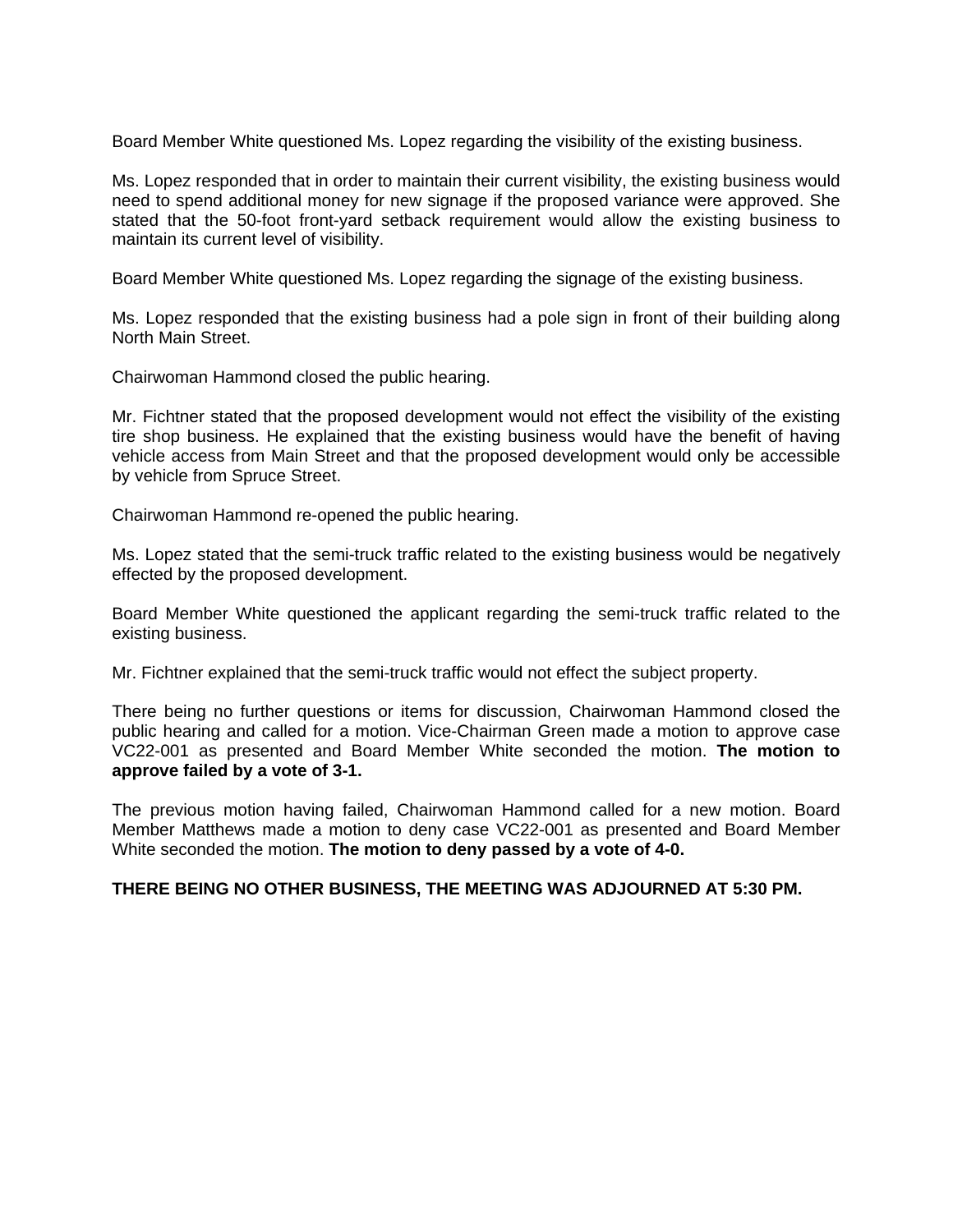Board Member White questioned Ms. Lopez regarding the visibility of the existing business.

Ms. Lopez responded that in order to maintain their current visibility, the existing business would need to spend additional money for new signage if the proposed variance were approved. She stated that the 50-foot front-yard setback requirement would allow the existing business to maintain its current level of visibility.

Board Member White questioned Ms. Lopez regarding the signage of the existing business.

Ms. Lopez responded that the existing business had a pole sign in front of their building along North Main Street.

Chairwoman Hammond closed the public hearing.

Mr. Fichtner stated that the proposed development would not effect the visibility of the existing tire shop business. He explained that the existing business would have the benefit of having vehicle access from Main Street and that the proposed development would only be accessible by vehicle from Spruce Street.

Chairwoman Hammond re-opened the public hearing.

Ms. Lopez stated that the semi-truck traffic related to the existing business would be negatively effected by the proposed development.

Board Member White questioned the applicant regarding the semi-truck traffic related to the existing business.

Mr. Fichtner explained that the semi-truck traffic would not effect the subject property.

There being no further questions or items for discussion, Chairwoman Hammond closed the public hearing and called for a motion. Vice-Chairman Green made a motion to approve case VC22-001 as presented and Board Member White seconded the motion. **The motion to approve failed by a vote of 3-1.**

The previous motion having failed, Chairwoman Hammond called for a new motion. Board Member Matthews made a motion to deny case VC22-001 as presented and Board Member White seconded the motion. **The motion to deny passed by a vote of 4-0.**

**THERE BEING NO OTHER BUSINESS, THE MEETING WAS ADJOURNED AT 5:30 PM.**